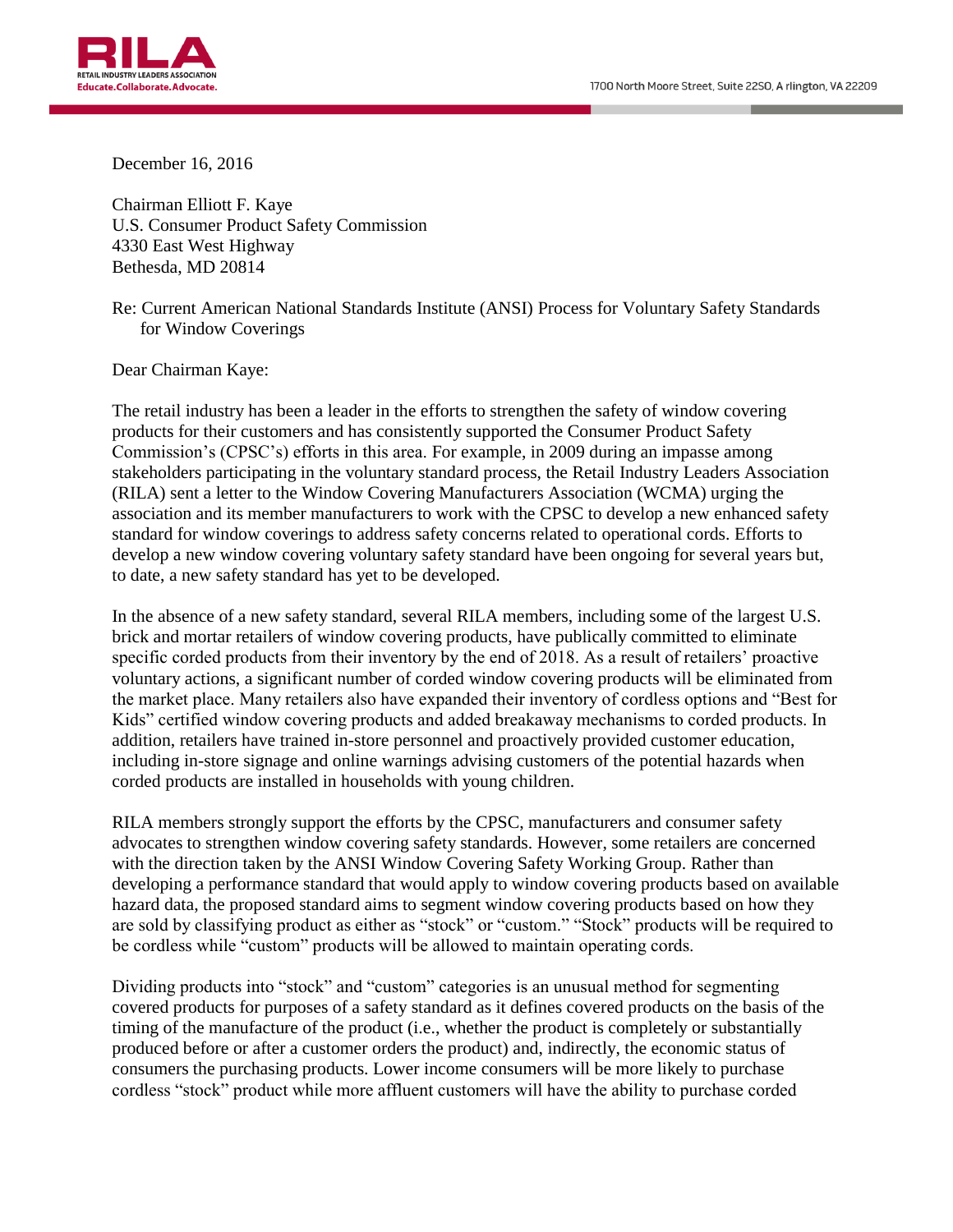1700 North Moore Street, Suite 2250, Arlington, VA 22209

December 16, 2016

Chairman Elliott F. Kaye
U.S. Consumer Product Safety Commission
4330 East West Highway
Bethesda, MD 20814

Re: Current American National Standards Institute (ANSI) Process for Voluntary Safety Standards for Window Coverings

Dear Chairman Kaye:

The retail industry has been a leader in the efforts to strengthen the safety of window covering products for their customers and has consistently supported the Consumer Product Safety Commission's (CPSC's) efforts in this area. For example, in 2009 during an impasse among stakeholders participating in the voluntary standard process, the Retail Industry Leaders Association (RILA) sent a letter to the Window Covering Manufacturers Association (WCMA) urging the association and its member manufacturers to work with the CPSC to develop a new enhanced safety standard for window coverings to address safety concerns related to operational cords. Efforts to develop a new window covering voluntary safety standard have been ongoing for several years but, to date, a new safety standard has yet to be developed.

In the absence of a new safety standard, several RILA members, including some of the largest U.S. brick and mortar retailers of window covering products, have publically committed to eliminate specific corded products from their inventory by the end of 2018. As a result of retailers' proactive voluntary actions, a significant number of corded window covering products will be eliminated from the market place. Many retailers also have expanded their inventory of cordless options and "Best for Kids" certified window covering products and added breakaway mechanisms to corded products. In addition, retailers have trained in-store personnel and proactively provided customer education, including in-store signage and online warnings advising customers of the potential hazards when corded products are installed in households with young children.

RILA members strongly support the efforts by the CPSC, manufacturers and consumer safety advocates to strengthen window covering safety standards. However, some retailers are concerned with the direction taken by the ANSI Window Covering Safety Working Group. Rather than developing a performance standard that would apply to window covering products based on available hazard data, the proposed standard aims to segment window covering products based on how they are sold by classifying product as either as "stock" or "custom." "Stock" products will be required to be cordless while "custom" products will be allowed to maintain operating cords.

Dividing products into "stock" and "custom" categories is an unusual method for segmenting covered products for purposes of a safety standard as it defines covered products on the basis of the timing of the manufacture of the product (i.e., whether the product is completely or substantially produced before or after a customer orders the product) and, indirectly, the economic status of consumers the purchasing products. Lower income consumers will be more likely to purchase cordless "stock" product while more affluent customers will have the ability to purchase corded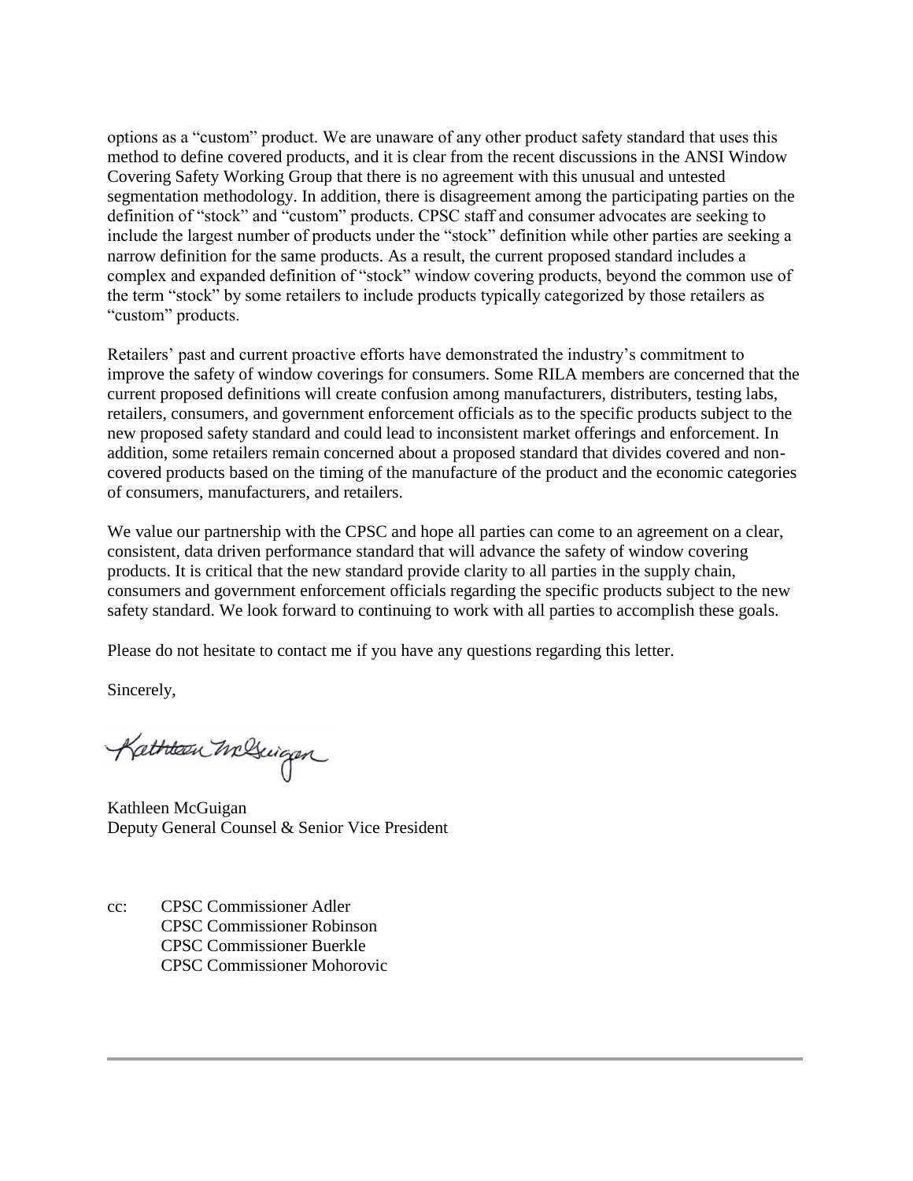options as a "custom" product. We are unaware of any other product safety standard that uses this method to define covered products, and it is clear from the recent discussions in the ANSI Window Covering Safety Working Group that there is no agreement with this unusual and untested segmentation methodology. In addition, there is disagreement among the participating parties on the definition of "stock" and "custom" products. CPSC staff and consumer advocates are seeking to include the largest number of products under the "stock" definition while other parties are seeking a narrow definition for the same products. As a result, the current proposed standard includes a complex and expanded definition of "stock" window covering products, beyond the common use of the term "stock" by some retailers to include products typically categorized by those retailers as "custom" products.

Retailers' past and current proactive efforts have demonstrated the industry's commitment to improve the safety of window coverings for consumers. Some RILA members are concerned that the current proposed definitions will create confusion among manufacturers, distributers, testing labs, retailers, consumers, and government enforcement officials as to the specific products subject to the new proposed safety standard and could lead to inconsistent market offerings and enforcement. In addition, some retailers remain concerned about a proposed standard that divides covered and non-covered products based on the timing of the manufacture of the product and the economic categories of consumers, manufacturers, and retailers.

We value our partnership with the CPSC and hope all parties can come to an agreement on a clear, consistent, data driven performance standard that will advance the safety of window covering products. It is critical that the new standard provide clarity to all parties in the supply chain, consumers and government enforcement officials regarding the specific products subject to the new safety standard. We look forward to continuing to work with all parties to accomplish these goals.

Please do not hesitate to contact me if you have any questions regarding this letter.

Sincerely,

Kathleen McGuigan

Kathleen McGuigan
Deputy General Counsel & Senior Vice President

cc: CPSC Commissioner Adler
CPSC Commissioner Robinson
CPSC Commissioner Buerkle
CPSC Commissioner Mohorovic